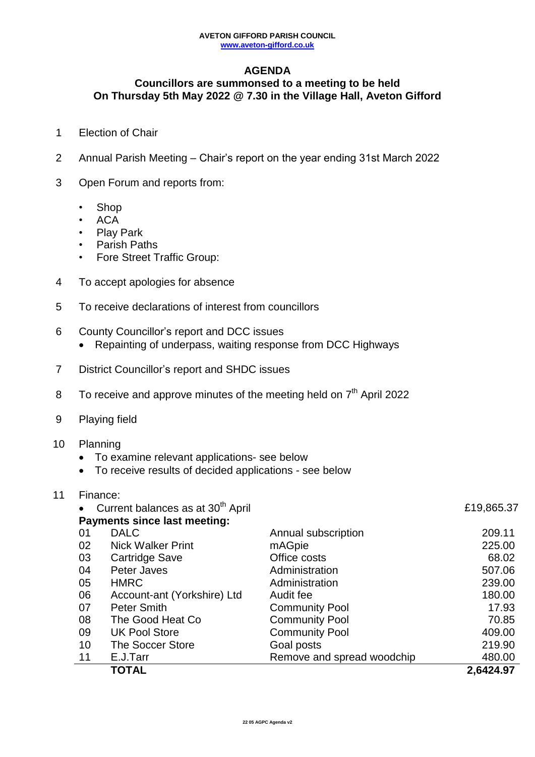**AVETON GIFFORD PARISH COUNCIL**
**www.aveton-gifford.co.uk**

# AGENDA

## Councillors are summonsed to a meeting to be held On Thursday 5th May 2022 @ 7.30 in the Village Hall, Aveton Gifford

1 Election of Chair

2 Annual Parish Meeting – Chair's report on the year ending 31st March 2022

3 Open Forum and reports from:
   - Shop
   - ACA
   - Play Park
   - Parish Paths
   - Fore Street Traffic Group:

4 To accept apologies for absence

5 To receive declarations of interest from councillors

6 County Councillor's report and DCC issues
   - Repainting of underpass, waiting response from DCC Highways

7 District Councillor's report and SHDC issues

8 To receive and approve minutes of the meeting held on 7th April 2022

9 Playing field

10 Planning
   - To examine relevant applications- see below
   - To receive results of decided applications - see below

11 Finance:
   - Current balances as at 30th April £19,865.37

**Payments since last meeting:**

| | | | |
|---|---|---|---|
| 01 | DALC | Annual subscription | 209.11 |
| 02 | Nick Walker Print | mAGpie | 225.00 |
| 03 | Cartridge Save | Office costs | 68.02 |
| 04 | Peter Javes | Administration | 507.06 |
| 05 | HMRC | Administration | 239.00 |
| 06 | Account-ant (Yorkshire) Ltd | Audit fee | 180.00 |
| 07 | Peter Smith | Community Pool | 17.93 |
| 08 | The Good Heat Co | Community Pool | 70.85 |
| 09 | UK Pool Store | Community Pool | 409.00 |
| 10 | The Soccer Store | Goal posts | 219.90 |
| 11 | E.J.Tarr | Remove and spread woodchip | 480.00 |
| | **TOTAL** | | **2,6424.97** |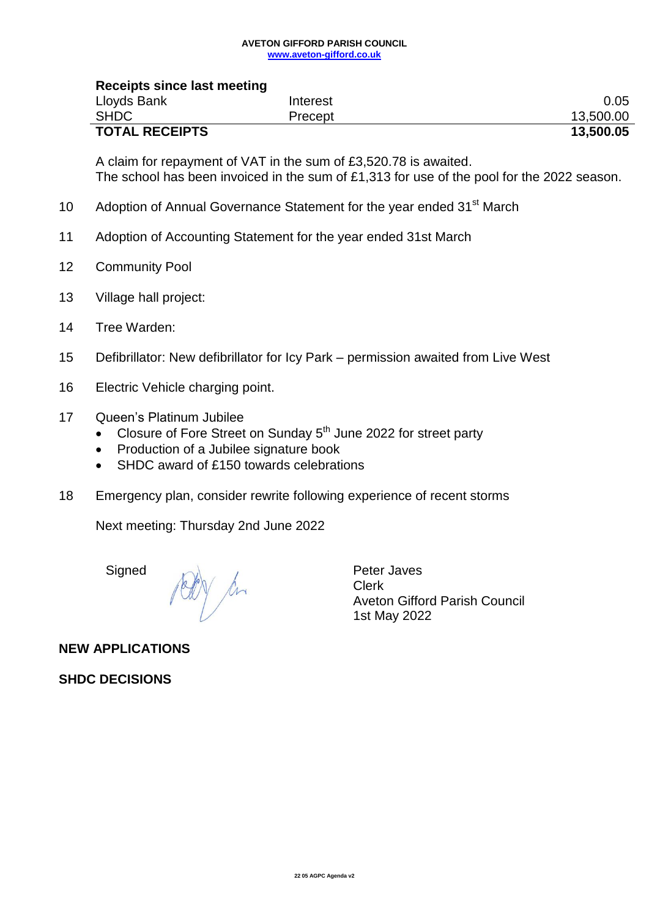**Receipts since last meeting**

| | | |
|---|---|---|
| Lloyds Bank | Interest | 0.05 |
| SHDC | Precept | 13,500.00 |
| **TOTAL RECEIPTS** | | **13,500.05** |

A claim for repayment of VAT in the sum of £3,520.78 is awaited.
The school has been invoiced in the sum of £1,313 for use of the pool for the 2022 season.

10 Adoption of Annual Governance Statement for the year ended 31st March

11 Adoption of Accounting Statement for the year ended 31st March

12 Community Pool

13 Village hall project:

14 Tree Warden:

15 Defibrillator: New defibrillator for Icy Park – permission awaited from Live West

16 Electric Vehicle charging point.

17 Queen's Platinum Jubilee
- Closure of Fore Street on Sunday 5th June 2022 for street party
- Production of a Jubilee signature book
- SHDC award of £150 towards celebrations

18 Emergency plan, consider rewrite following experience of recent storms

Next meeting: Thursday 2nd June 2022

Signed

Peter Javes
Clerk
Aveton Gifford Parish Council
1st May 2022

**NEW APPLICATIONS**

**SHDC DECISIONS**